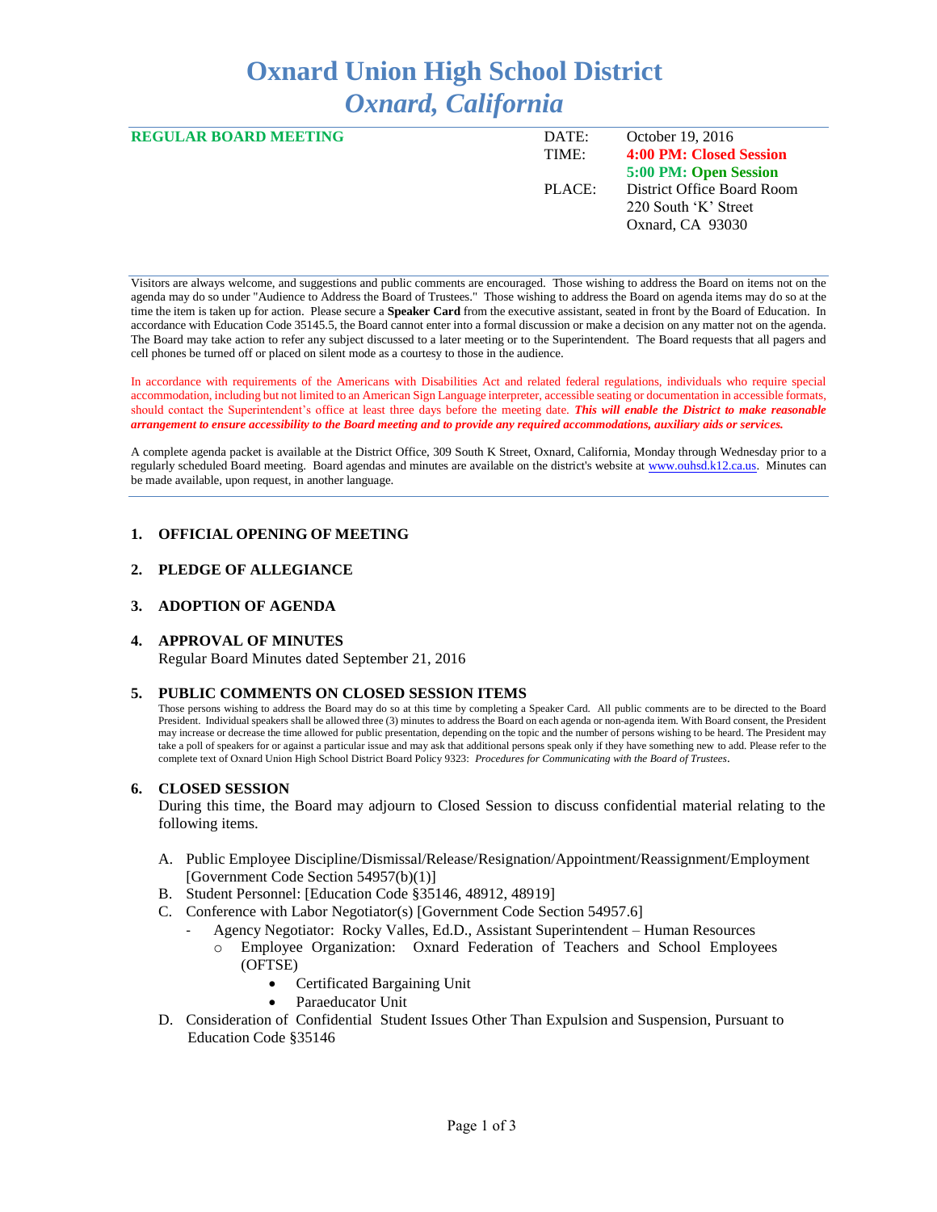# Oxnard Union High School District
## *Oxnard, California*

**REGULAR BOARD MEETING**

| | |
|---|---|
| DATE: | October 19, 2016 |
| TIME: | **4:00 PM: Closed Session** |
| | **5:00 PM: Open Session** |
| PLACE: | District Office Board Room |
| | 220 South 'K' Street |
| | Oxnard, CA 93030 |

Visitors are always welcome, and suggestions and public comments are encouraged. Those wishing to address the Board on items not on the agenda may do so under "Audience to Address the Board of Trustees." Those wishing to address the Board on agenda items may do so at the time the item is taken up for action. Please secure a **Speaker Card** from the executive assistant, seated in front by the Board of Education. In accordance with Education Code 35145.5, the Board cannot enter into a formal discussion or make a decision on any matter not on the agenda. The Board may take action to refer any subject discussed to a later meeting or to the Superintendent. The Board requests that all pagers and cell phones be turned off or placed on silent mode as a courtesy to those in the audience.

In accordance with requirements of the Americans with Disabilities Act and related federal regulations, individuals who require special accommodation, including but not limited to an American Sign Language interpreter, accessible seating or documentation in accessible formats, should contact the Superintendent's office at least three days before the meeting date. ***This will enable the District to make reasonable arrangement to ensure accessibility to the Board meeting and to provide any required accommodations, auxiliary aids or services.***

A complete agenda packet is available at the District Office, 309 South K Street, Oxnard, California, Monday through Wednesday prior to a regularly scheduled Board meeting. Board agendas and minutes are available on the district's website at www.ouhsd.k12.ca.us. Minutes can be made available, upon request, in another language.

### 1. OFFICIAL OPENING OF MEETING

### 2. PLEDGE OF ALLEGIANCE

### 3. ADOPTION OF AGENDA

### 4. APPROVAL OF MINUTES

Regular Board Minutes dated September 21, 2016

### 5. PUBLIC COMMENTS ON CLOSED SESSION ITEMS

Those persons wishing to address the Board may do so at this time by completing a Speaker Card. All public comments are to be directed to the Board President. Individual speakers shall be allowed three (3) minutes to address the Board on each agenda or non-agenda item. With Board consent, the President may increase or decrease the time allowed for public presentation, depending on the topic and the number of persons wishing to be heard. The President may take a poll of speakers for or against a particular issue and may ask that additional persons speak only if they have something new to add. Please refer to the complete text of Oxnard Union High School District Board Policy 9323: *Procedures for Communicating with the Board of Trustees*.

### 6. CLOSED SESSION

During this time, the Board may adjourn to Closed Session to discuss confidential material relating to the following items.

A. Public Employee Discipline/Dismissal/Release/Resignation/Appointment/Reassignment/Employment [Government Code Section 54957(b)(1)]

B. Student Personnel: [Education Code §35146, 48912, 48919]

C. Conference with Labor Negotiator(s) [Government Code Section 54957.6]
- Agency Negotiator: Rocky Valles, Ed.D., Assistant Superintendent – Human Resources
  - Employee Organization: Oxnard Federation of Teachers and School Employees (OFTSE)
    - Certificated Bargaining Unit
    - Paraeducator Unit

D. Consideration of Confidential Student Issues Other Than Expulsion and Suspension, Pursuant to Education Code §35146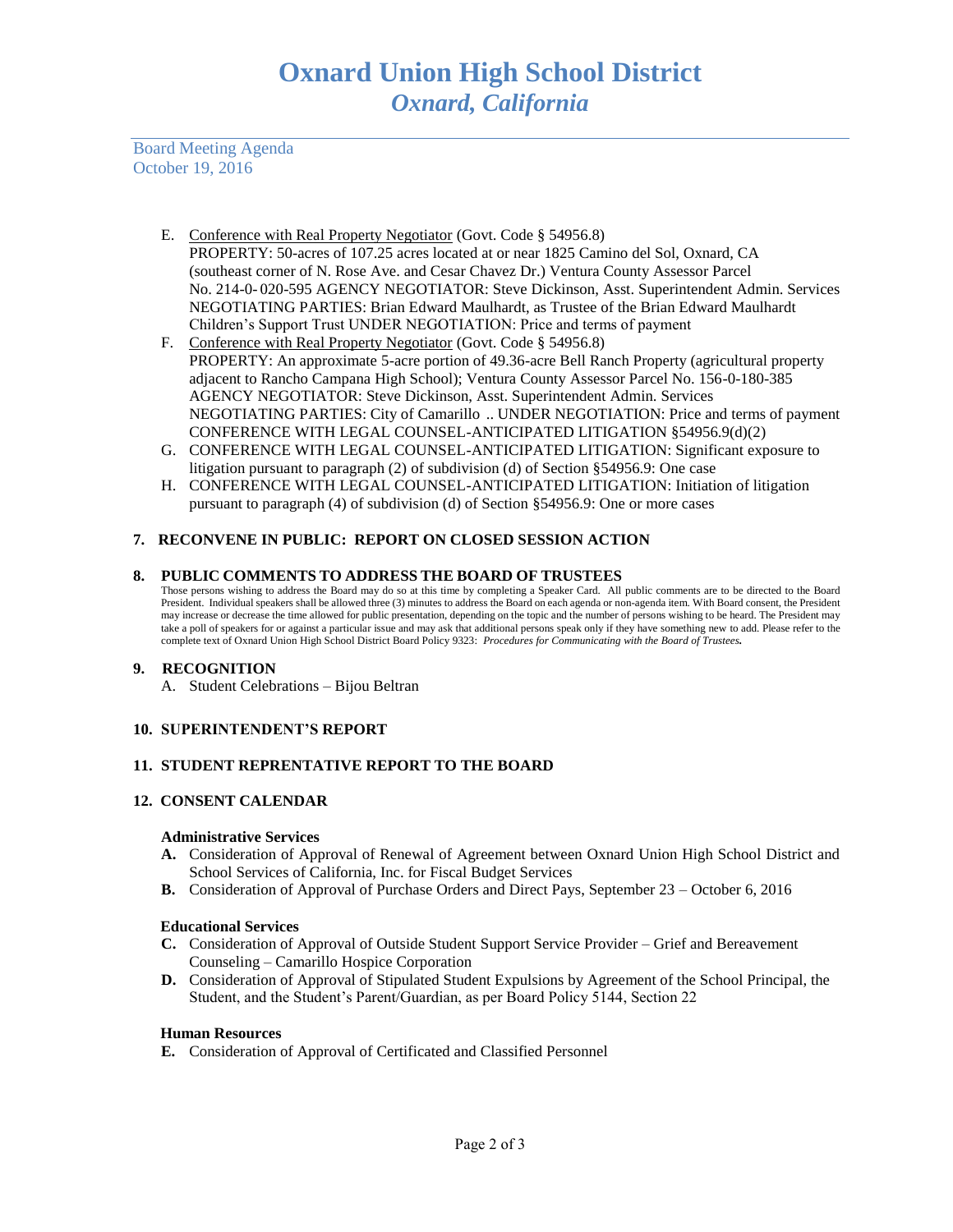# Oxnard Union High School District
## *Oxnard, California*

Board Meeting Agenda
October 19, 2016

E. Conference with Real Property Negotiator (Govt. Code § 54956.8)
PROPERTY: 50-acres of 107.25 acres located at or near 1825 Camino del Sol, Oxnard, CA (southeast corner of N. Rose Ave. and Cesar Chavez Dr.) Ventura County Assessor Parcel No. 214-0- 020-595 AGENCY NEGOTIATOR: Steve Dickinson, Asst. Superintendent Admin. Services NEGOTIATING PARTIES: Brian Edward Maulhardt, as Trustee of the Brian Edward Maulhardt Children's Support Trust UNDER NEGOTIATION: Price and terms of payment

F. Conference with Real Property Negotiator (Govt. Code § 54956.8)
PROPERTY: An approximate 5-acre portion of 49.36-acre Bell Ranch Property (agricultural property adjacent to Rancho Campana High School); Ventura County Assessor Parcel No. 156-0-180-385 AGENCY NEGOTIATOR: Steve Dickinson, Asst. Superintendent Admin. Services NEGOTIATING PARTIES: City of Camarillo .. UNDER NEGOTIATION: Price and terms of payment CONFERENCE WITH LEGAL COUNSEL-ANTICIPATED LITIGATION §54956.9(d)(2)

G. CONFERENCE WITH LEGAL COUNSEL-ANTICIPATED LITIGATION: Significant exposure to litigation pursuant to paragraph (2) of subdivision (d) of Section §54956.9: One case

H. CONFERENCE WITH LEGAL COUNSEL-ANTICIPATED LITIGATION: Initiation of litigation pursuant to paragraph (4) of subdivision (d) of Section §54956.9: One or more cases

### 7. RECONVENE IN PUBLIC: REPORT ON CLOSED SESSION ACTION

### 8. PUBLIC COMMENTS TO ADDRESS THE BOARD OF TRUSTEES

Those persons wishing to address the Board may do so at this time by completing a Speaker Card. All public comments are to be directed to the Board President. Individual speakers shall be allowed three (3) minutes to address the Board on each agenda or non-agenda item. With Board consent, the President may increase or decrease the time allowed for public presentation, depending on the topic and the number of persons wishing to be heard. The President may take a poll of speakers for or against a particular issue and may ask that additional persons speak only if they have something new to add. Please refer to the complete text of Oxnard Union High School District Board Policy 9323: ***Procedures for Communicating with the Board of Trustees.***

### 9. RECOGNITION

A. Student Celebrations – Bijou Beltran

### 10. SUPERINTENDENT'S REPORT

### 11. STUDENT REPRENTATIVE REPORT TO THE BOARD

### 12. CONSENT CALENDAR

**Administrative Services**

**A.** Consideration of Approval of Renewal of Agreement between Oxnard Union High School District and School Services of California, Inc. for Fiscal Budget Services

**B.** Consideration of Approval of Purchase Orders and Direct Pays, September 23 – October 6, 2016

**Educational Services**

**C.** Consideration of Approval of Outside Student Support Service Provider – Grief and Bereavement Counseling – Camarillo Hospice Corporation

**D.** Consideration of Approval of Stipulated Student Expulsions by Agreement of the School Principal, the Student, and the Student's Parent/Guardian, as per Board Policy 5144, Section 22

**Human Resources**

**E.** Consideration of Approval of Certificated and Classified Personnel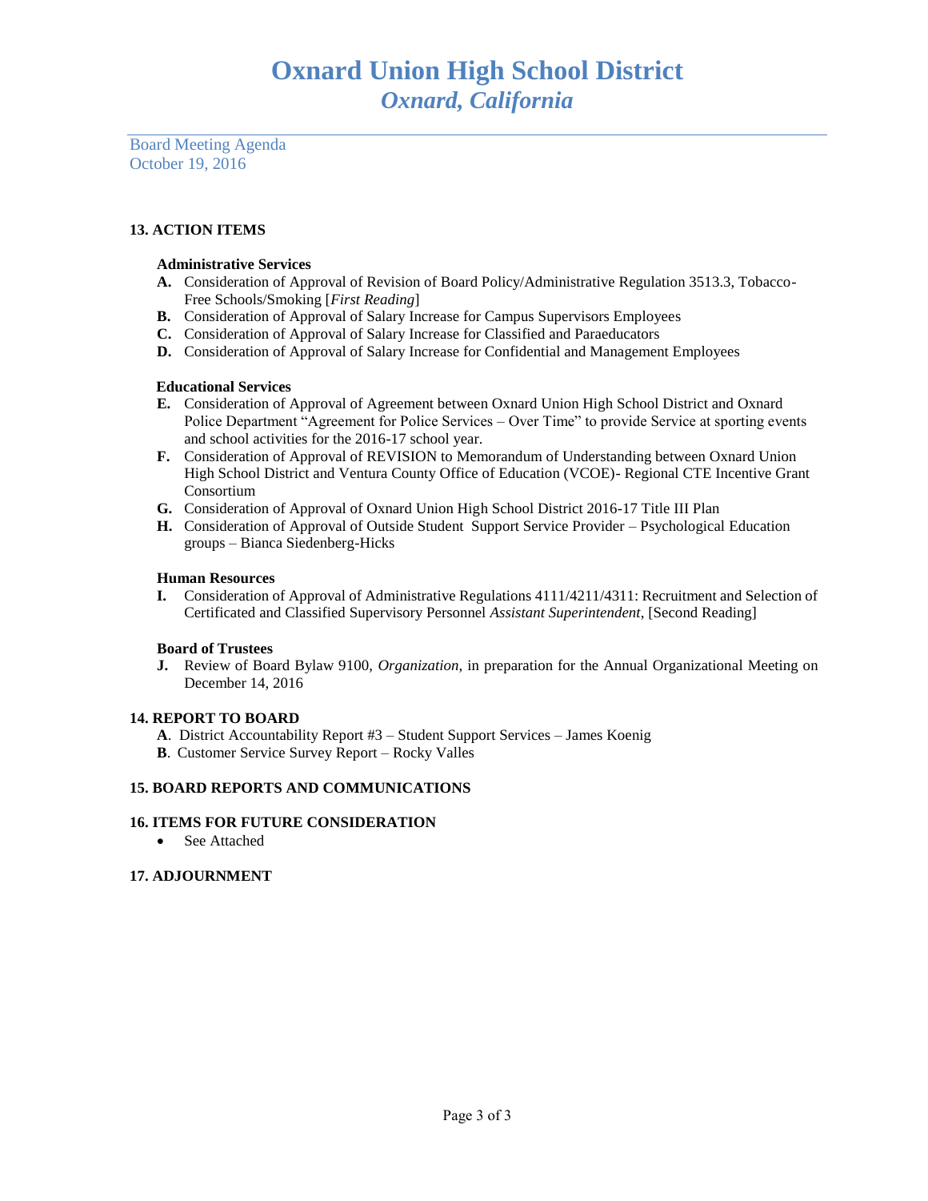# Oxnard Union High School District

## *Oxnard, California*

Board Meeting Agenda
October 19, 2016

### 13. ACTION ITEMS

**Administrative Services**

**A.** Consideration of Approval of Revision of Board Policy/Administrative Regulation 3513.3, Tobacco-Free Schools/Smoking [*First Reading*]

**B.** Consideration of Approval of Salary Increase for Campus Supervisors Employees

**C.** Consideration of Approval of Salary Increase for Classified and Paraeducators

**D.** Consideration of Approval of Salary Increase for Confidential and Management Employees

**Educational Services**

**E.** Consideration of Approval of Agreement between Oxnard Union High School District and Oxnard Police Department "Agreement for Police Services – Over Time" to provide Service at sporting events and school activities for the 2016-17 school year.

**F.** Consideration of Approval of REVISION to Memorandum of Understanding between Oxnard Union High School District and Ventura County Office of Education (VCOE)- Regional CTE Incentive Grant Consortium

**G.** Consideration of Approval of Oxnard Union High School District 2016-17 Title III Plan

**H.** Consideration of Approval of Outside Student Support Service Provider – Psychological Education groups – Bianca Siedenberg-Hicks

**Human Resources**

**I.** Consideration of Approval of Administrative Regulations 4111/4211/4311: Recruitment and Selection of Certificated and Classified Supervisory Personnel *Assistant Superintendent*, [Second Reading]

**Board of Trustees**

**J.** Review of Board Bylaw 9100, *Organization,* in preparation for the Annual Organizational Meeting on December 14, 2016

### 14. REPORT TO BOARD

**A**. District Accountability Report #3 – Student Support Services – James Koenig

**B**. Customer Service Survey Report – Rocky Valles

### 15. BOARD REPORTS AND COMMUNICATIONS

### 16. ITEMS FOR FUTURE CONSIDERATION

- See Attached

### 17. ADJOURNMENT